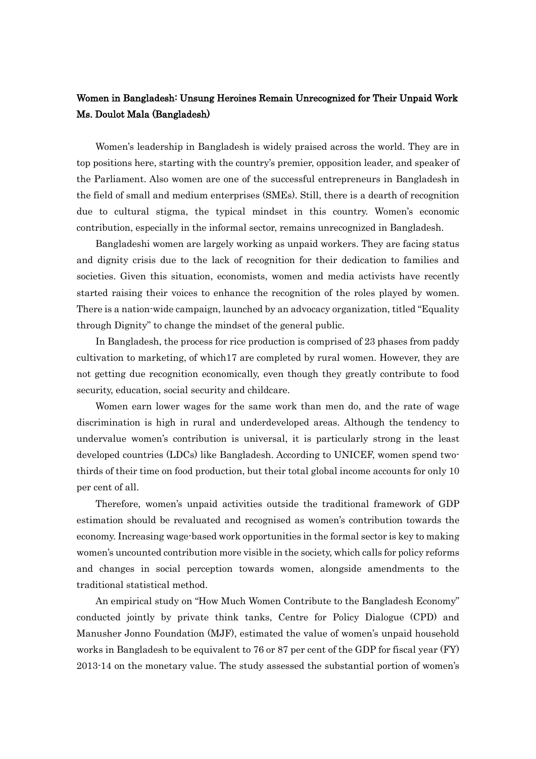# Women in Bangladesh: Unsung Heroines Remain Unrecognized for Their Unpaid Work

**Ms. Doulot Mala (Bangladesh)**

Women's leadership in Bangladesh is widely praised across the world. They are in top positions here, starting with the country's premier, opposition leader, and speaker of the Parliament. Also women are one of the successful entrepreneurs in Bangladesh in the field of small and medium enterprises (SMEs). Still, there is a dearth of recognition due to cultural stigma, the typical mindset in this country. Women's economic contribution, especially in the informal sector, remains unrecognized in Bangladesh.

Bangladeshi women are largely working as unpaid workers. They are facing status and dignity crisis due to the lack of recognition for their dedication to families and societies. Given this situation, economists, women and media activists have recently started raising their voices to enhance the recognition of the roles played by women. There is a nation-wide campaign, launched by an advocacy organization, titled "Equality through Dignity" to change the mindset of the general public.

In Bangladesh, the process for rice production is comprised of 23 phases from paddy cultivation to marketing, of which17 are completed by rural women. However, they are not getting due recognition economically, even though they greatly contribute to food security, education, social security and childcare.

Women earn lower wages for the same work than men do, and the rate of wage discrimination is high in rural and underdeveloped areas. Although the tendency to undervalue women's contribution is universal, it is particularly strong in the least developed countries (LDCs) like Bangladesh. According to UNICEF, women spend two-thirds of their time on food production, but their total global income accounts for only 10 per cent of all.

Therefore, women's unpaid activities outside the traditional framework of GDP estimation should be revaluated and recognised as women's contribution towards the economy. Increasing wage-based work opportunities in the formal sector is key to making women's uncounted contribution more visible in the society, which calls for policy reforms and changes in social perception towards women, alongside amendments to the traditional statistical method.

An empirical study on "How Much Women Contribute to the Bangladesh Economy" conducted jointly by private think tanks, Centre for Policy Dialogue (CPD) and Manusher Jonno Foundation (MJF), estimated the value of women's unpaid household works in Bangladesh to be equivalent to 76 or 87 per cent of the GDP for fiscal year (FY) 2013-14 on the monetary value. The study assessed the substantial portion of women's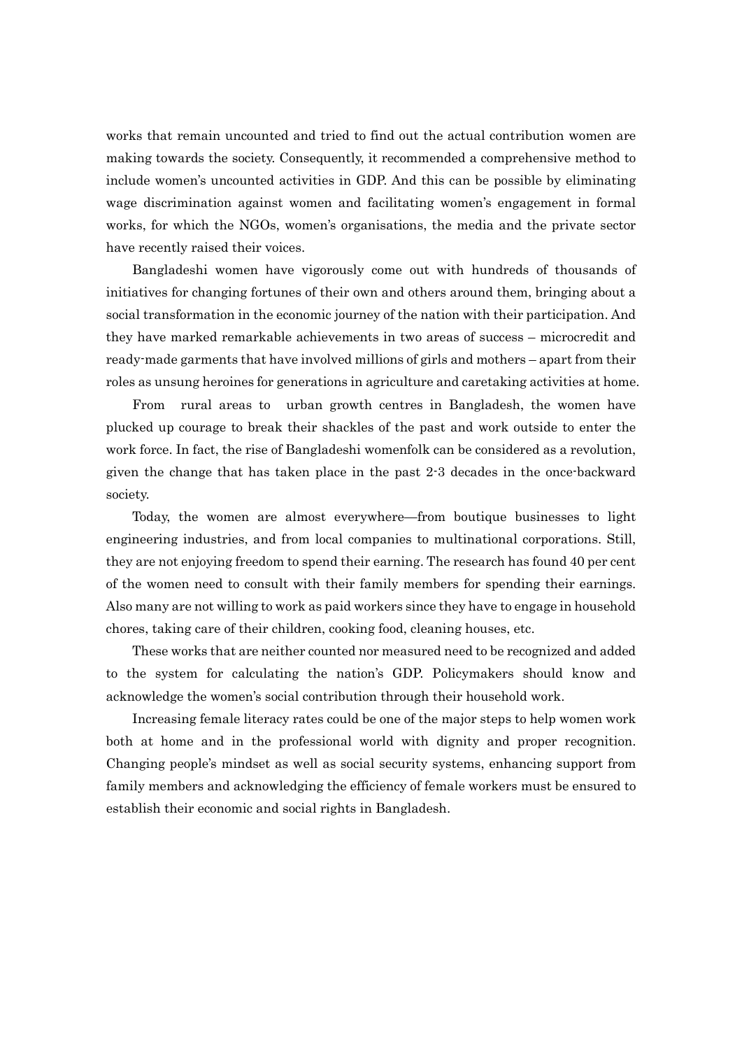works that remain uncounted and tried to find out the actual contribution women are making towards the society. Consequently, it recommended a comprehensive method to include women's uncounted activities in GDP. And this can be possible by eliminating wage discrimination against women and facilitating women's engagement in formal works, for which the NGOs, women's organisations, the media and the private sector have recently raised their voices.

Bangladeshi women have vigorously come out with hundreds of thousands of initiatives for changing fortunes of their own and others around them, bringing about a social transformation in the economic journey of the nation with their participation. And they have marked remarkable achievements in two areas of success – microcredit and ready-made garments that have involved millions of girls and mothers – apart from their roles as unsung heroines for generations in agriculture and caretaking activities at home.

From rural areas to urban growth centres in Bangladesh, the women have plucked up courage to break their shackles of the past and work outside to enter the work force. In fact, the rise of Bangladeshi womenfolk can be considered as a revolution, given the change that has taken place in the past 2-3 decades in the once-backward society.

Today, the women are almost everywhere—from boutique businesses to light engineering industries, and from local companies to multinational corporations. Still, they are not enjoying freedom to spend their earning. The research has found 40 per cent of the women need to consult with their family members for spending their earnings. Also many are not willing to work as paid workers since they have to engage in household chores, taking care of their children, cooking food, cleaning houses, etc.

These works that are neither counted nor measured need to be recognized and added to the system for calculating the nation's GDP. Policymakers should know and acknowledge the women's social contribution through their household work.

Increasing female literacy rates could be one of the major steps to help women work both at home and in the professional world with dignity and proper recognition. Changing people's mindset as well as social security systems, enhancing support from family members and acknowledging the efficiency of female workers must be ensured to establish their economic and social rights in Bangladesh.